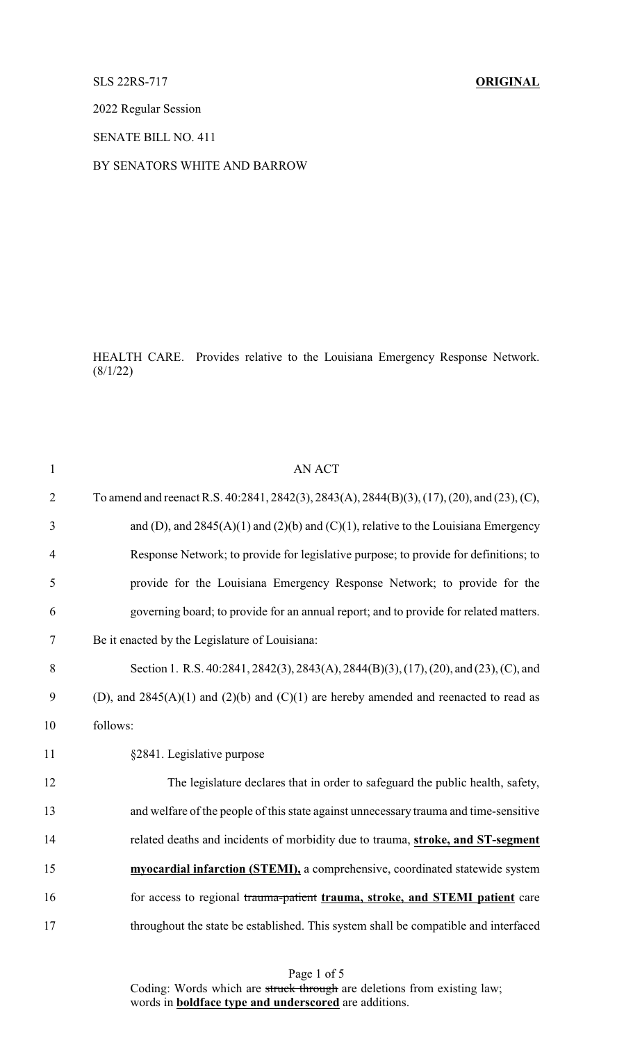SLS 22RS-717 **ORIGINAL**

2022 Regular Session

SENATE BILL NO. 411

BY SENATORS WHITE AND BARROW

HEALTH CARE. Provides relative to the Louisiana Emergency Response Network. (8/1/22)

AN ACT

To amend and reenact R.S. 40:2841, 2842(3), 2843(A), 2844(B)(3), (17), (20), and (23), (C), and (D), and 2845(A)(1) and (2)(b) and (C)(1), relative to the Louisiana Emergency Response Network; to provide for legislative purpose; to provide for definitions; to provide for the Louisiana Emergency Response Network; to provide for the governing board; to provide for an annual report; and to provide for related matters.

Be it enacted by the Legislature of Louisiana:

Section 1. R.S. 40:2841, 2842(3), 2843(A), 2844(B)(3), (17), (20), and (23), (C), and (D), and 2845(A)(1) and (2)(b) and (C)(1) are hereby amended and reenacted to read as follows:

§2841. Legislative purpose

The legislature declares that in order to safeguard the public health, safety, and welfare of the people of this state against unnecessary trauma and time-sensitive related deaths and incidents of morbidity due to trauma, **stroke, and ST-segment myocardial infarction (STEMI),** a comprehensive, coordinated statewide system for access to regional ~~trauma-patient~~ **trauma, stroke, and STEMI patient** care throughout the state be established. This system shall be compatible and interfaced

Coding: Words which are ~~struck through~~ are deletions from existing law; words in **boldface type and underscored** are additions.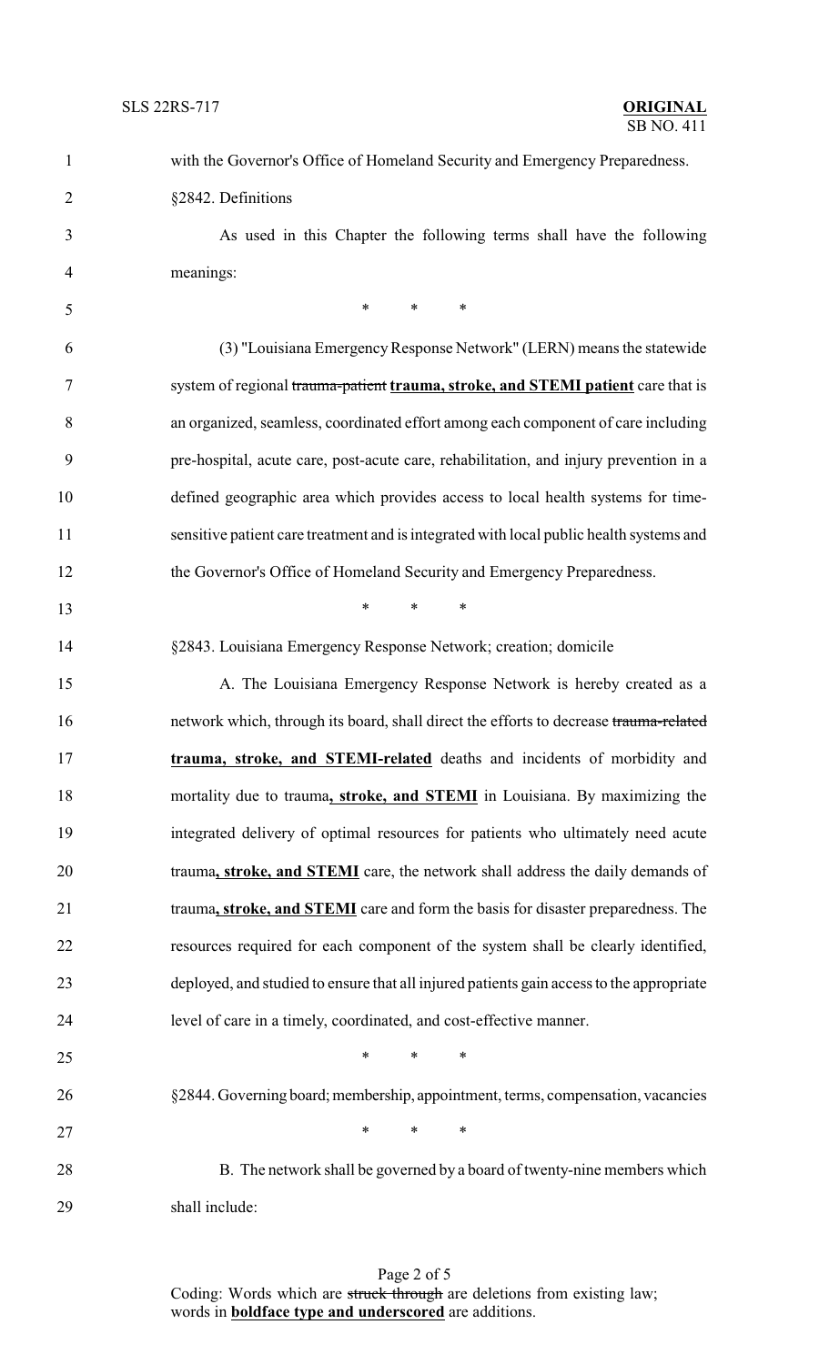with the Governor's Office of Homeland Security and Emergency Preparedness.

§2842. Definitions

As used in this Chapter the following terms shall have the following meanings:

\* \* \*

(3) "Louisiana Emergency Response Network" (LERN) means the statewide system of regional ~~trauma-patient~~ **trauma, stroke, and STEMI patient** care that is an organized, seamless, coordinated effort among each component of care including pre-hospital, acute care, post-acute care, rehabilitation, and injury prevention in a defined geographic area which provides access to local health systems for time-sensitive patient care treatment and is integrated with local public health systems and the Governor's Office of Homeland Security and Emergency Preparedness.

\* \* \*

§2843. Louisiana Emergency Response Network; creation; domicile

A. The Louisiana Emergency Response Network is hereby created as a network which, through its board, shall direct the efforts to decrease ~~trauma-related~~ **trauma, stroke, and STEMI-related** deaths and incidents of morbidity and mortality due to trauma**, stroke, and STEMI** in Louisiana. By maximizing the integrated delivery of optimal resources for patients who ultimately need acute trauma**, stroke, and STEMI** care, the network shall address the daily demands of trauma**, stroke, and STEMI** care and form the basis for disaster preparedness. The resources required for each component of the system shall be clearly identified, deployed, and studied to ensure that all injured patients gain access to the appropriate level of care in a timely, coordinated, and cost-effective manner.

\* \* \*

§2844. Governing board; membership, appointment, terms, compensation, vacancies

\* \* \*

B. The network shall be governed by a board of twenty-nine members which shall include:

Coding: Words which are ~~struck through~~ are deletions from existing law; words in **boldface type and underscored** are additions.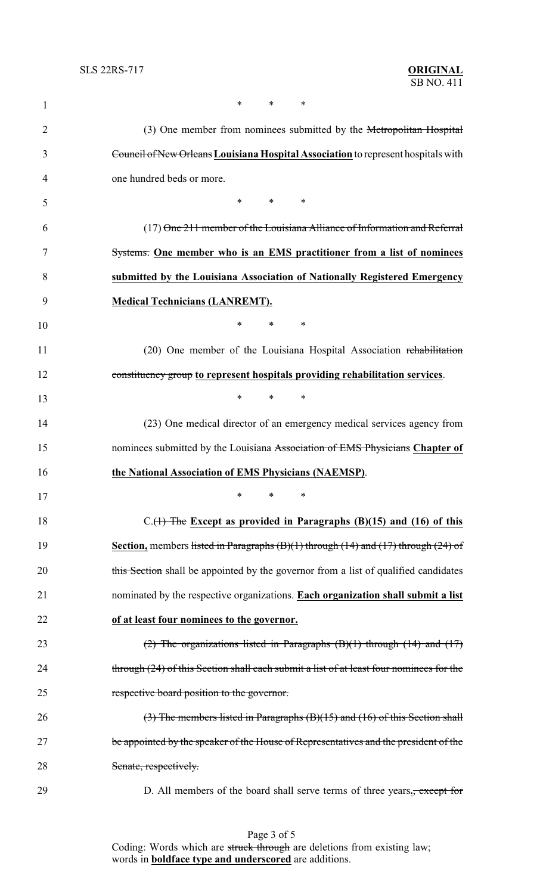\*   \*   \*

(3) One member from nominees submitted by the ~~Metropolitan Hospital Council of New Orleans~~ **Louisiana Hospital Association** to represent hospitals with one hundred beds or more.

\*   \*   \*

(17) ~~One 211 member of the Louisiana Alliance of Information and Referral Systems.~~ **One member who is an EMS practitioner from a list of nominees submitted by the Louisiana Association of Nationally Registered Emergency Medical Technicians (LANREMT).**

\*   \*   \*

(20) One member of the Louisiana Hospital Association ~~rehabilitation constituency group~~ **to represent hospitals providing rehabilitation services**.

\*   \*   \*

(23) One medical director of an emergency medical services agency from nominees submitted by the Louisiana ~~Association of EMS Physicians~~ **Chapter of the National Association of EMS Physicians (NAEMSP)**.

\*   \*   \*

C.~~(1) The~~ **Except as provided in Paragraphs (B)(15) and (16) of this Section,** members ~~listed in Paragraphs (B)(1) through (14) and (17) through (24) of this Section~~ shall be appointed by the governor from a list of qualified candidates nominated by the respective organizations. **Each organization shall submit a list of at least four nominees to the governor.**

~~(2) The organizations listed in Paragraphs (B)(1) through (14) and (17) through (24) of this Section shall each submit a list of at least four nominees for the respective board position to the governor.~~

~~(3) The members listed in Paragraphs (B)(15) and (16) of this Section shall be appointed by the speaker of the House of Representatives and the president of the Senate, respectively.~~

D. All members of the board shall serve terms of three years**.**~~, except for~~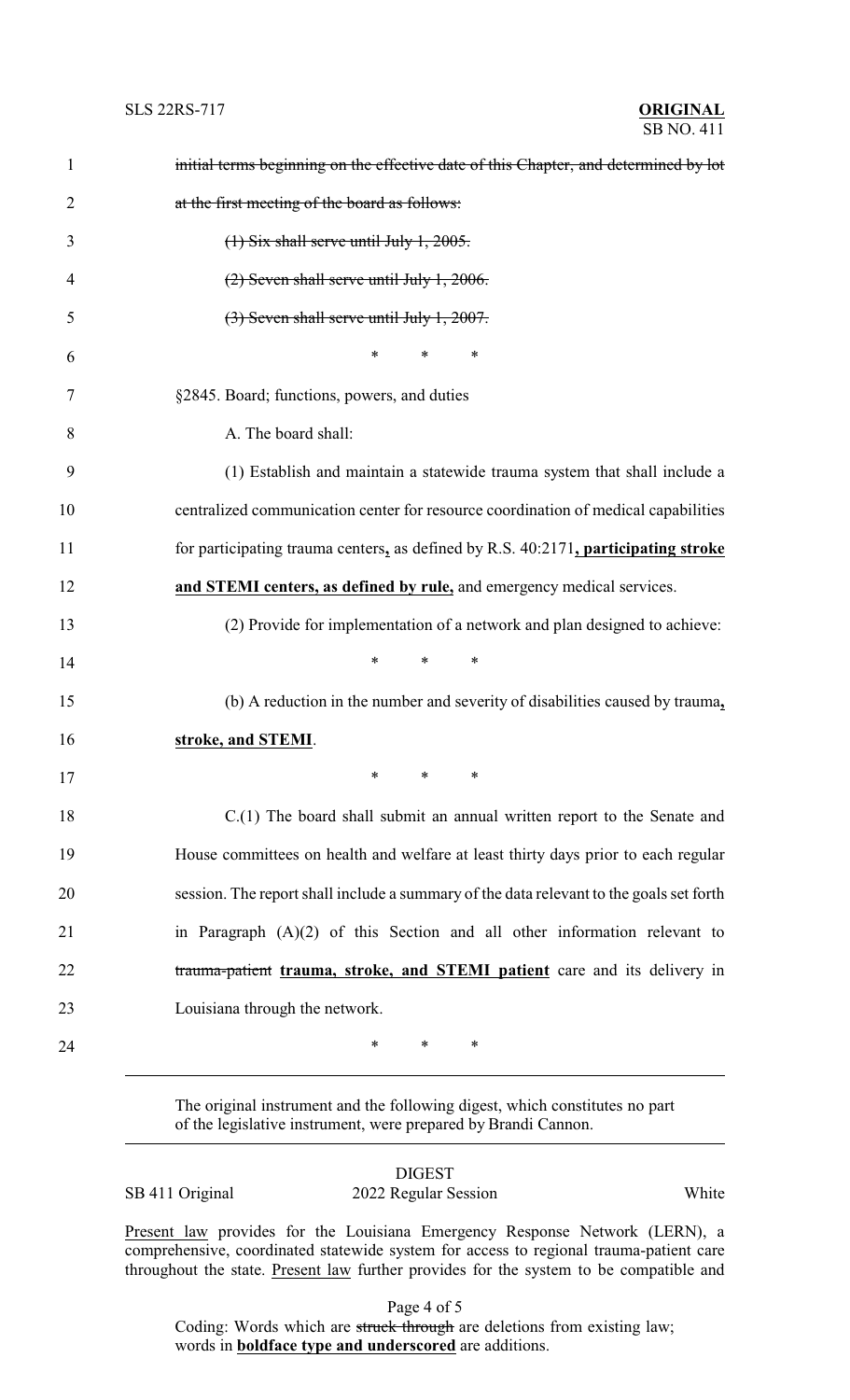~~initial terms beginning on the effective date of this Chapter, and determined by lot at the first meeting of the board as follows:~~

~~(1) Six shall serve until July 1, 2005.~~

~~(2) Seven shall serve until July 1, 2006.~~

~~(3) Seven shall serve until July 1, 2007.~~

\* \* \*

§2845. Board; functions, powers, and duties

A. The board shall:

(1) Establish and maintain a statewide trauma system that shall include a centralized communication center for resource coordination of medical capabilities for participating trauma centers**,** as defined by R.S. 40:2171**, participating stroke and STEMI centers, as defined by rule,** and emergency medical services.

(2) Provide for implementation of a network and plan designed to achieve:

\* \* \*

(b) A reduction in the number and severity of disabilities caused by trauma**, stroke, and STEMI**.

\* \* \*

C.(1) The board shall submit an annual written report to the Senate and House committees on health and welfare at least thirty days prior to each regular session. The report shall include a summary of the data relevant to the goals set forth in Paragraph (A)(2) of this Section and all other information relevant to ~~trauma-patient~~ **trauma, stroke, and STEMI patient** care and its delivery in Louisiana through the network.

\* \* \*

---

The original instrument and the following digest, which constitutes no part of the legislative instrument, were prepared by Brandi Cannon.

DIGEST

SB 411 Original — 2022 Regular Session — White

Present law provides for the Louisiana Emergency Response Network (LERN), a comprehensive, coordinated statewide system for access to regional trauma-patient care throughout the state. Present law further provides for the system to be compatible and

Coding: Words which are ~~struck through~~ are deletions from existing law; words in **boldface type and underscored** are additions.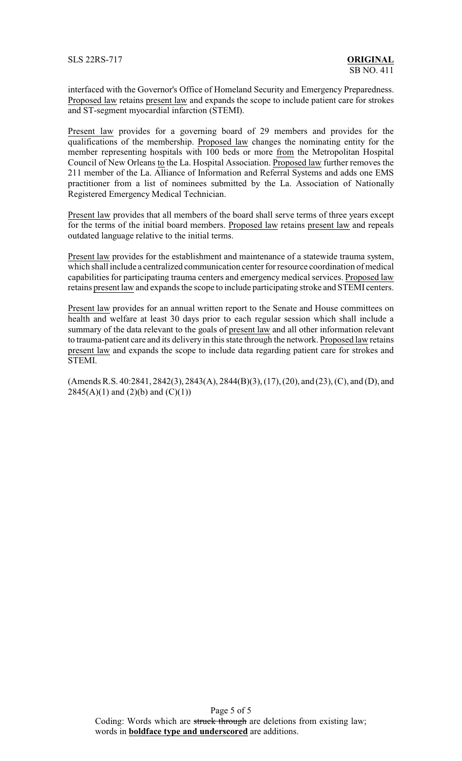interfaced with the Governor's Office of Homeland Security and Emergency Preparedness. Proposed law retains present law and expands the scope to include patient care for strokes and ST-segment myocardial infarction (STEMI).

Present law provides for a governing board of 29 members and provides for the qualifications of the membership. Proposed law changes the nominating entity for the member representing hospitals with 100 beds or more from the Metropolitan Hospital Council of New Orleans to the La. Hospital Association. Proposed law further removes the 211 member of the La. Alliance of Information and Referral Systems and adds one EMS practitioner from a list of nominees submitted by the La. Association of Nationally Registered Emergency Medical Technician.

Present law provides that all members of the board shall serve terms of three years except for the terms of the initial board members. Proposed law retains present law and repeals outdated language relative to the initial terms.

Present law provides for the establishment and maintenance of a statewide trauma system, which shall include a centralized communication center for resource coordination of medical capabilities for participating trauma centers and emergency medical services. Proposed law retains present law and expands the scope to include participating stroke and STEMI centers.

Present law provides for an annual written report to the Senate and House committees on health and welfare at least 30 days prior to each regular session which shall include a summary of the data relevant to the goals of present law and all other information relevant to trauma-patient care and its delivery in this state through the network. Proposed law retains present law and expands the scope to include data regarding patient care for strokes and STEMI.

(Amends R.S. 40:2841, 2842(3), 2843(A), 2844(B)(3), (17), (20), and (23), (C), and (D), and 2845(A)(1) and (2)(b) and (C)(1))

Coding: Words which are struck through are deletions from existing law; words in **boldface type and underscored** are additions.